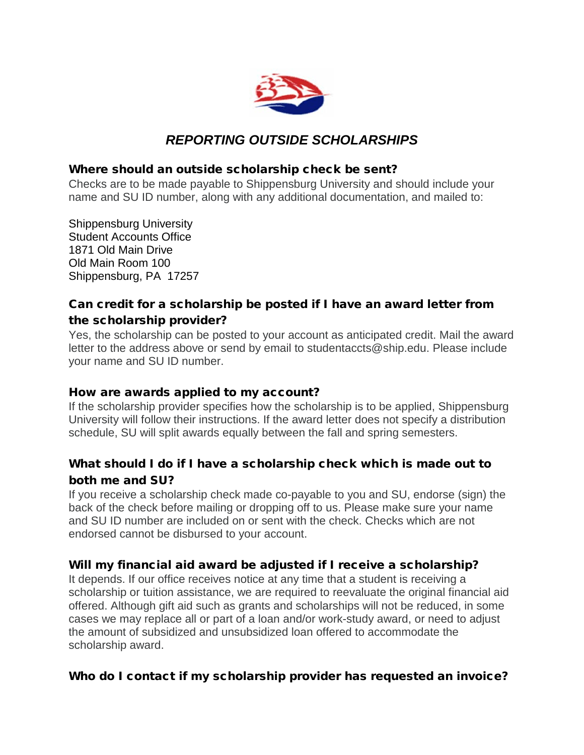# *REPORTING OUTSIDE SCHOLARSHIPS*

### Where should an outside scholarship check be sent?

Checks are to be made payable to Shippensburg University and should include your name and SU ID number, along with any additional documentation, and mailed to:

Shippensburg University
Student Accounts Office
1871 Old Main Drive
Old Main Room 100
Shippensburg, PA 17257

### Can credit for a scholarship be posted if I have an award letter from the scholarship provider?

Yes, the scholarship can be posted to your account as anticipated credit. Mail the award letter to the address above or send by email to studentaccts@ship.edu. Please include your name and SU ID number.

### How are awards applied to my account?

If the scholarship provider specifies how the scholarship is to be applied, Shippensburg University will follow their instructions. If the award letter does not specify a distribution schedule, SU will split awards equally between the fall and spring semesters.

### What should I do if I have a scholarship check which is made out to both me and SU?

If you receive a scholarship check made co-payable to you and SU, endorse (sign) the back of the check before mailing or dropping off to us. Please make sure your name and SU ID number are included on or sent with the check. Checks which are not endorsed cannot be disbursed to your account.

### Will my financial aid award be adjusted if I receive a scholarship?

It depends. If our office receives notice at any time that a student is receiving a scholarship or tuition assistance, we are required to reevaluate the original financial aid offered. Although gift aid such as grants and scholarships will not be reduced, in some cases we may replace all or part of a loan and/or work-study award, or need to adjust the amount of subsidized and unsubsidized loan offered to accommodate the scholarship award.

### Who do I contact if my scholarship provider has requested an invoice?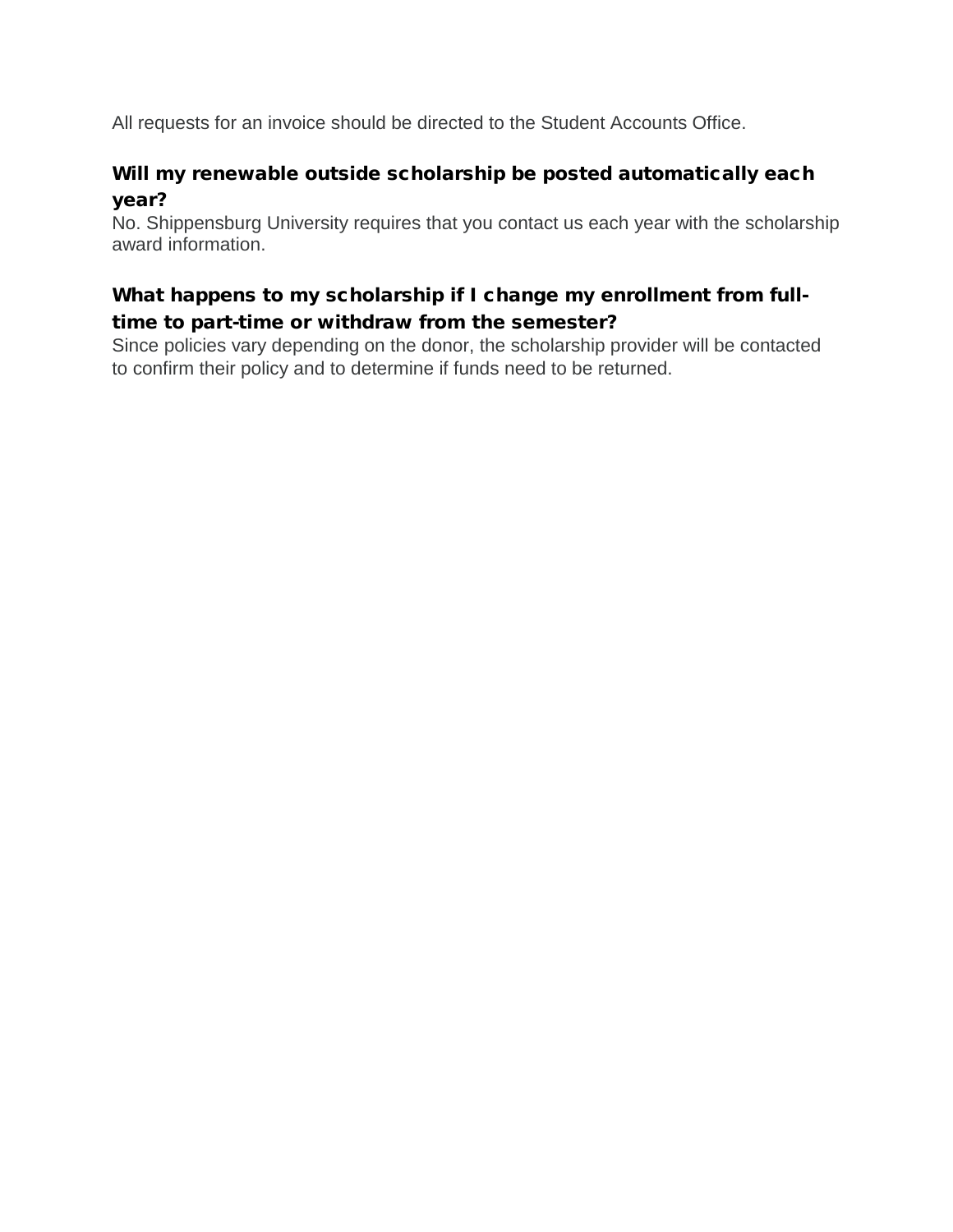All requests for an invoice should be directed to the Student Accounts Office.

### Will my renewable outside scholarship be posted automatically each year?

No. Shippensburg University requires that you contact us each year with the scholarship award information.

### What happens to my scholarship if I change my enrollment from full-time to part-time or withdraw from the semester?

Since policies vary depending on the donor, the scholarship provider will be contacted to confirm their policy and to determine if funds need to be returned.